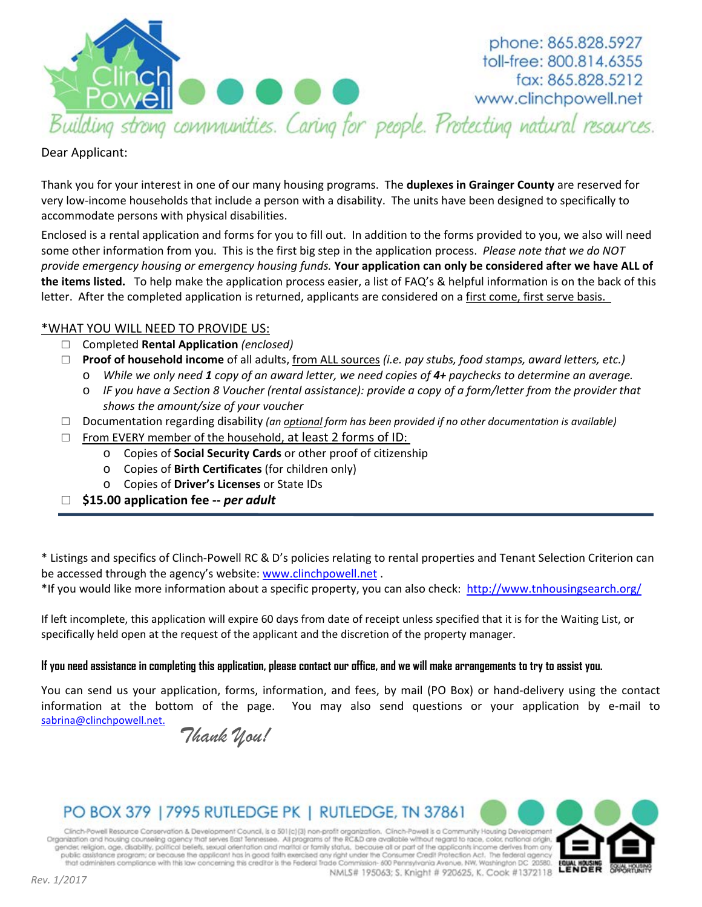phone: 865.828.5927
toll-free: 800.814.6355
fax: 865.828.5212
www.clinchpowell.net

*Building strong communities. Caring for people. Protecting natural resources.*

Dear Applicant:

Thank you for your interest in one of our many housing programs. The **duplexes in Grainger County** are reserved for very low-income households that include a person with a disability. The units have been designed to specifically to accommodate persons with physical disabilities.

Enclosed is a rental application and forms for you to fill out. In addition to the forms provided to you, we also will need some other information from you. This is the first big step in the application process. *Please note that we do NOT provide emergency housing or emergency housing funds.* **Your application can only be considered after we have ALL of the items listed.** To help make the application process easier, a list of FAQ's & helpful information is on the back of this letter. After the completed application is returned, applicants are considered on a first come, first serve basis.

*WHAT YOU WILL NEED TO PROVIDE US:

- ☐ Completed **Rental Application** *(enclosed)*
- ☐ **Proof of household income** of all adults, from ALL sources *(i.e. pay stubs, food stamps, award letters, etc.)*
  - *While we only need **1** copy of an award letter, we need copies of **4+** paychecks to determine an average.*
  - *IF you have a Section 8 Voucher (rental assistance): provide a copy of a form/letter from the provider that shows the amount/size of your voucher*
- ☐ Documentation regarding disability *(an optional form has been provided if no other documentation is available)*
- ☐ From EVERY member of the household, at least 2 forms of ID:
  - Copies of **Social Security Cards** or other proof of citizenship
  - Copies of **Birth Certificates** (for children only)
  - Copies of **Driver's Licenses** or State IDs
- ☐ **$15.00 application fee -- *per adult***

---

* Listings and specifics of Clinch-Powell RC & D's policies relating to rental properties and Tenant Selection Criterion can be accessed through the agency's website: www.clinchpowell.net .
*If you would like more information about a specific property, you can also check: http://www.tnhousingsearch.org/

If left incomplete, this application will expire 60 days from date of receipt unless specified that it is for the Waiting List, or specifically held open at the request of the applicant and the discretion of the property manager.

**If you need assistance in completing this application, please contact our office, and we will make arrangements to try to assist you.**

You can send us your application, forms, information, and fees, by mail (PO Box) or hand-delivery using the contact information at the bottom of the page. You may also send questions or your application by e-mail to sabrina@clinchpowell.net.

*Thank You!*

PO BOX 379 | 7995 RUTLEDGE PK | RUTLEDGE, TN 37861

Clinch-Powell Resource Conservation & Development Council, is a 501(c)(3) non-profit organization. Clinch-Powell is a Community Housing Development Organization and housing counseling agency that serves East Tennessee. All programs of the RC&D are available without regard to race, color, national origin, gender, religion, age, disability, political beliefs, sexual orientation and marital or family status, because all or part of the applicants income derives from any public assistance program; or because the applicant has in good faith exercised any right under the Consumer Credit Protection Act. The federal agency that administers compliance with this law concerning this creditor is the Federal Trade Commission- 600 Pennsylvania Avenue, NW, Washington DC 20580.
NMLS# 195063; S. Knight # 920625, K. Cook #1372118

EQUAL HOUSING LENDER · EQUAL HOUSING OPPORTUNITY

Rev. 1/2017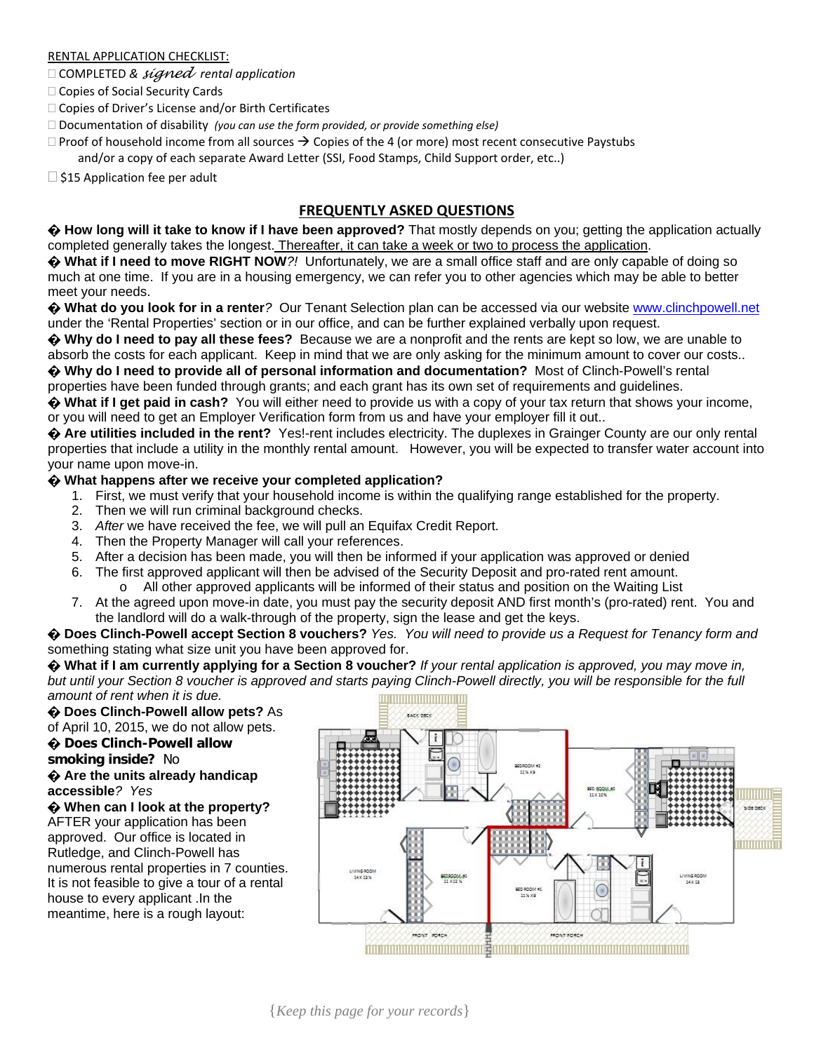RENTAL APPLICATION CHECKLIST:

- ☐ COMPLETED & *signed rental application*
- ☐ Copies of Social Security Cards
- ☐ Copies of Driver's License and/or Birth Certificates
- ☐ Documentation of disability *(you can use the form provided, or provide something else)*
- ☐ Proof of household income from all sources → Copies of the 4 (or more) most recent consecutive Paystubs and/or a copy of each separate Award Letter (SSI, Food Stamps, Child Support order, etc..)
- ☐ $15 Application fee per adult

## FREQUENTLY ASKED QUESTIONS

� **How long will it take to know if I have been approved?** That mostly depends on you; getting the application actually completed generally takes the longest. Thereafter, it can take a week or two to process the application.

� **What if I need to move RIGHT NOW***?!* Unfortunately, we are a small office staff and are only capable of doing so much at one time. If you are in a housing emergency, we can refer you to other agencies which may be able to better meet your needs.

� **What do you look for in a renter***?* Our Tenant Selection plan can be accessed via our website www.clinchpowell.net under the 'Rental Properties' section or in our office, and can be further explained verbally upon request.

� **Why do I need to pay all these fees?** Because we are a nonprofit and the rents are kept so low, we are unable to absorb the costs for each applicant. Keep in mind that we are only asking for the minimum amount to cover our costs..

� **Why do I need to provide all of personal information and documentation?** Most of Clinch-Powell's rental properties have been funded through grants; and each grant has its own set of requirements and guidelines.

� **What if I get paid in cash?** You will either need to provide us with a copy of your tax return that shows your income, or you will need to get an Employer Verification form from us and have your employer fill it out..

� **Are utilities included in the rent?** Yes!-rent includes electricity. The duplexes in Grainger County are our only rental properties that include a utility in the monthly rental amount. However, you will be expected to transfer water account into your name upon move-in.

� **What happens after we receive your completed application?**

1. First, we must verify that your household income is within the qualifying range established for the property.
2. Then we will run criminal background checks.
3. *After* we have received the fee, we will pull an Equifax Credit Report.
4. Then the Property Manager will call your references.
5. After a decision has been made, you will then be informed if your application was approved or denied
6. The first approved applicant will then be advised of the Security Deposit and pro-rated rent amount.
   - All other approved applicants will be informed of their status and position on the Waiting List
7. At the agreed upon move-in date, you must pay the security deposit AND first month's (pro-rated) rent. You and the landlord will do a walk-through of the property, sign the lease and get the keys.

� **Does Clinch-Powell accept Section 8 vouchers?** *Yes. You will need to provide us a Request for Tenancy form and* something stating what size unit you have been approved for.

� **What if I am currently applying for a Section 8 voucher?** *If your rental application is approved, you may move in, but until your Section 8 voucher is approved and starts paying Clinch-Powell directly, you will be responsible for the full amount of rent when it is due.*

� **Does Clinch-Powell allow pets?** As of April 10, 2015, we do not allow pets.

� **Does Clinch-Powell allow smoking inside?** No

� **Are the units already handicap accessible***? Yes*

� **When can I look at the property?** AFTER your application has been approved. Our office is located in Rutledge, and Clinch-Powell has numerous rental properties in 7 counties. It is not feasible to give a tour of a rental house to every applicant .In the meantime, here is a rough layout:

{*Keep this page for your records*}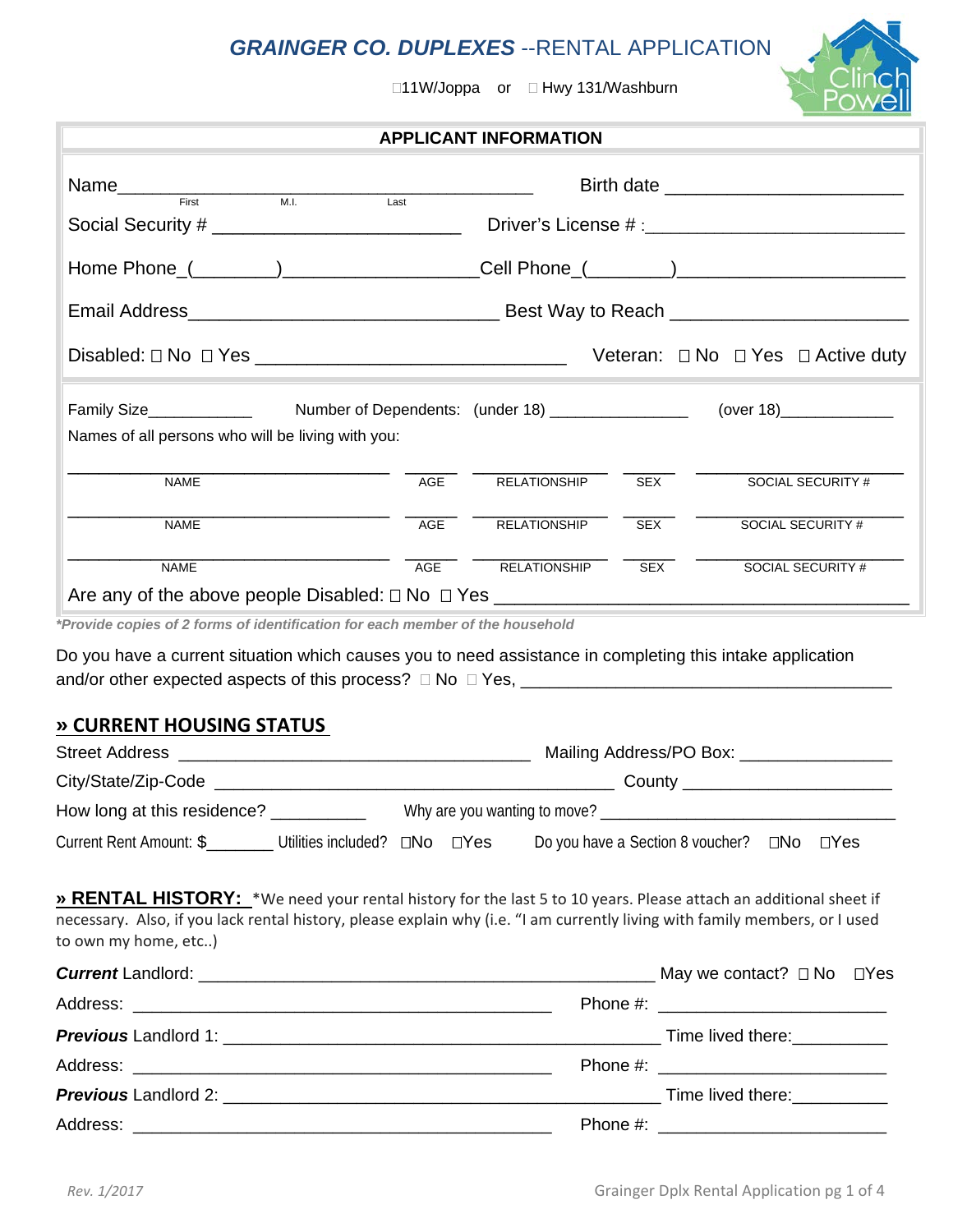# *GRAINGER CO. DUPLEXES* --RENTAL APPLICATION

☐11W/Joppa or ☐ Hwy 131/Washburn

## APPLICANT INFORMATION

Name_____________________________________________ Birth date ______________________
First M.I. Last

Social Security # ________________________ Driver's License # :_________________________

Home Phone_(________)__________________Cell Phone_(________)______________________

Email Address______________________________ Best Way to Reach ______________________

Disabled: ☐ No ☐ Yes ______________________________ Veteran: ☐ No ☐ Yes ☐ Active duty

Family Size____________ Number of Dependents: (under 18) ________________ (over 18)_____________

Names of all persons who will be living with you:

| NAME | AGE | RELATIONSHIP | SEX | SOCIAL SECURITY # |
|---|---|---|---|---|
| | | | | |
| | | | | |
| | | | | |

Are any of the above people Disabled: ☐ No ☐ Yes ________________________________________

***Provide copies of 2 forms of identification for each member of the household***

Do you have a current situation which causes you to need assistance in completing this intake application and/or other expected aspects of this process? ☐ No ☐ Yes, ______________________________________

## » CURRENT HOUSING STATUS

Street Address _____________________________________ Mailing Address/PO Box: ________________

City/State/Zip-Code ___________________________________________ County _____________________

How long at this residence? __________ Why are you wanting to move? ________________________________

Current Rent Amount: $________ Utilities included? ☐No ☐Yes Do you have a Section 8 voucher? ☐No ☐Yes

## » RENTAL HISTORY:

*We need your rental history for the last 5 to 10 years. Please attach an additional sheet if necessary. Also, if you lack rental history, please explain why (i.e. "I am currently living with family members, or I used to own my home, etc..)

***Current*** Landlord: ________________________________________________ May we contact? ☐ No ☐Yes

Address: ____________________________________________ Phone #: ________________________

***Previous*** Landlord 1: ______________________________________________ Time lived there:__________

Address: ____________________________________________ Phone #: ________________________

***Previous*** Landlord 2: ______________________________________________ Time lived there:__________

Address: ____________________________________________ Phone #: ________________________

*Rev. 1/2017*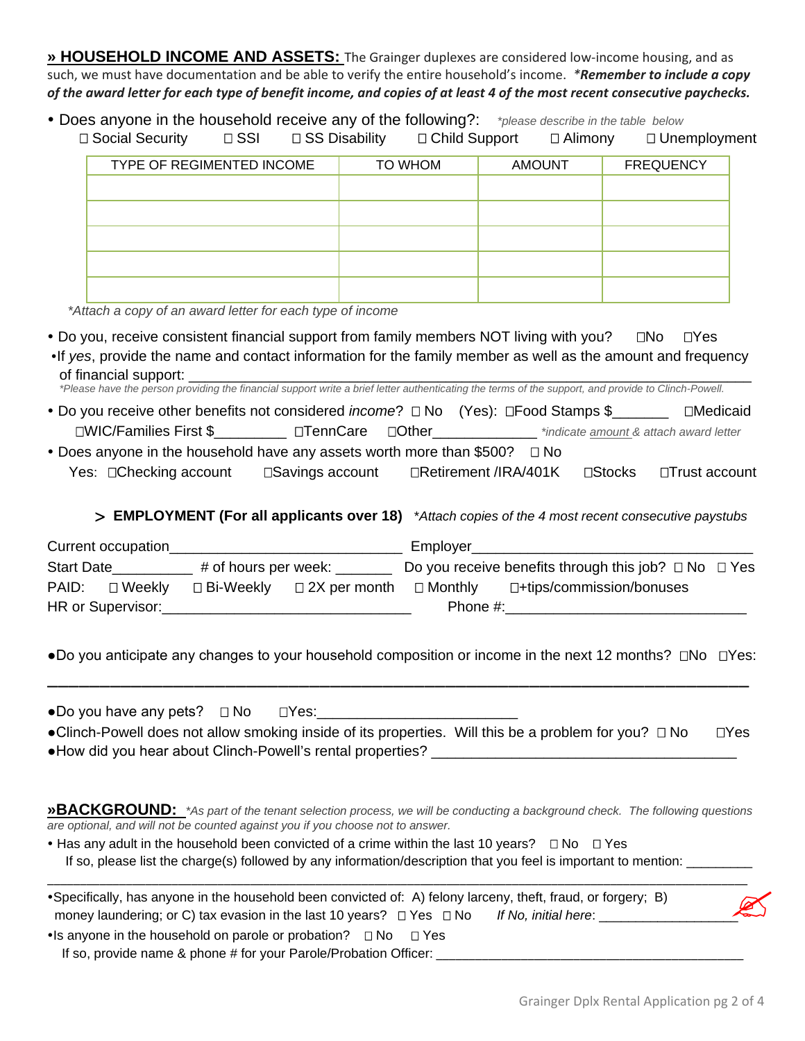**» HOUSEHOLD INCOME AND ASSETS:** The Grainger duplexes are considered low-income housing, and as such, we must have documentation and be able to verify the entire household's income. ***\*Remember to include a copy of the award letter for each type of benefit income, and copies of at least 4 of the most recent consecutive paychecks.***

- Does anyone in the household receive any of the following?: *\*please describe in the table below*

  ☐ Social Security ☐ SSI ☐ SS Disability ☐ Child Support ☐ Alimony ☐ Unemployment

| TYPE OF REGIMENTED INCOME | TO WHOM | AMOUNT | FREQUENCY |
|---|---|---|---|
| | | | |
| | | | |
| | | | |
| | | | |
| | | | |

*\*Attach a copy of an award letter for each type of income*

- Do you, receive consistent financial support from family members NOT living with you? ☐No ☐Yes
- If *yes*, provide the name and contact information for the family member as well as the amount and frequency of financial support: ____________________________________________

  *\*Please have the person providing the financial support write a brief letter authenticating the terms of the support, and provide to Clinch-Powell.*

- Do you receive other benefits not considered *income*? ☐ No (Yes): ☐Food Stamps $_______ ☐Medicaid ☐WIC/Families First $_________ ☐TennCare ☐Other_____________ *\*indicate amount & attach award letter*
- Does anyone in the household have any assets worth more than $500? ☐ No

  Yes: ☐Checking account ☐Savings account ☐Retirement /IRA/401K ☐Stocks ☐Trust account

> **EMPLOYMENT (For all applicants over 18)** *\*Attach copies of the 4 most recent consecutive paystubs*

Current occupation_____________________________ Employer___________________________________

Start Date__________ # of hours per week: _______ Do you receive benefits through this job? ☐ No ☐ Yes

PAID: ☐ Weekly ☐ Bi-Weekly ☐ 2X per month ☐ Monthly ☐+tips/commission/bonuses

HR or Supervisor:______________________________ Phone #:_____________________________

- Do you anticipate any changes to your household composition or income in the next 12 months? ☐No ☐Yes:

  ________________________________________________________________________________

- Do you have any pets? ☐ No ☐Yes:________________________
- Clinch-Powell does not allow smoking inside of its properties. Will this be a problem for you? ☐ No ☐Yes
- How did you hear about Clinch-Powell's rental properties? _____________________________________

**»BACKGROUND:** *\*As part of the tenant selection process, we will be conducting a background check. The following questions are optional, and will not be counted against you if you choose not to answer.*

- Has any adult in the household been convicted of a crime within the last 10 years? ☐ No ☐ Yes

  If so, please list the charge(s) followed by any information/description that you feel is important to mention: _________

  ________________________________________________________________________________

- Specifically, has anyone in the household been convicted of: A) felony larceny, theft, fraud, or forgery; B) money laundering; or C) tax evasion in the last 10 years? ☐ Yes ☐ No *If No, initial here*: __________________
- Is anyone in the household on parole or probation? ☐ No ☐ Yes

  If so, provide name & phone # for your Parole/Probation Officer: _________________________________________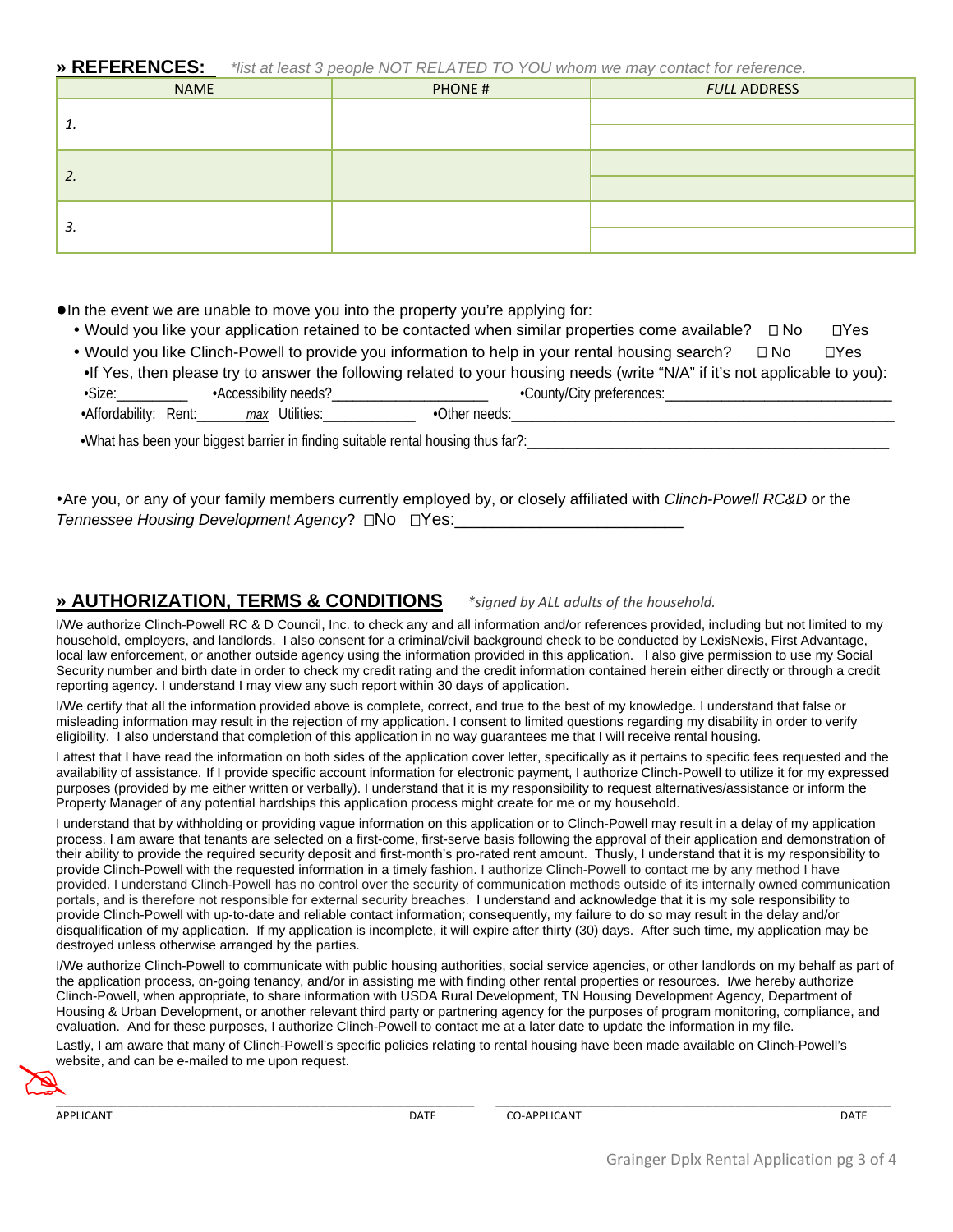## » REFERENCES: *list at least 3 people NOT RELATED TO YOU whom we may contact for reference.*

| NAME | PHONE # | *FULL* ADDRESS |
|---|---|---|
| 1. | | |
| 2. | | |
| 3. | | |

- In the event we are unable to move you into the property you're applying for:
  - Would you like your application retained to be contacted when similar properties come available? ☐ No ☐Yes
  - Would you like Clinch-Powell to provide you information to help in your rental housing search? ☐ No ☐Yes
  - If Yes, then please try to answer the following related to your housing needs (write "N/A" if it's not applicable to you):
  - Size:__________ •Accessibility needs?____________________ •County/City preferences:______________________________
  - Affordability: Rent:_______ *max* Utilities:_____________ •Other needs:____________________________________________________
  - What has been your biggest barrier in finding suitable rental housing thus far?:__________________________________________________

- Are you, or any of your family members currently employed by, or closely affiliated with *Clinch-Powell RC&D* or the *Tennessee Housing Development Agency*? ☐No ☐Yes:_________________________

## » AUTHORIZATION, TERMS & CONDITIONS *\*signed by ALL adults of the household.*

I/We authorize Clinch-Powell RC & D Council, Inc. to check any and all information and/or references provided, including but not limited to my household, employers, and landlords. I also consent for a criminal/civil background check to be conducted by LexisNexis, First Advantage, local law enforcement, or another outside agency using the information provided in this application. I also give permission to use my Social Security number and birth date in order to check my credit rating and the credit information contained herein either directly or through a credit reporting agency. I understand I may view any such report within 30 days of application.

I/We certify that all the information provided above is complete, correct, and true to the best of my knowledge. I understand that false or misleading information may result in the rejection of my application. I consent to limited questions regarding my disability in order to verify eligibility. I also understand that completion of this application in no way guarantees me that I will receive rental housing.

I attest that I have read the information on both sides of the application cover letter, specifically as it pertains to specific fees requested and the availability of assistance. If I provide specific account information for electronic payment, I authorize Clinch-Powell to utilize it for my expressed purposes (provided by me either written or verbally). I understand that it is my responsibility to request alternatives/assistance or inform the Property Manager of any potential hardships this application process might create for me or my household.

I understand that by withholding or providing vague information on this application or to Clinch-Powell may result in a delay of my application process. I am aware that tenants are selected on a first-come, first-serve basis following the approval of their application and demonstration of their ability to provide the required security deposit and first-month's pro-rated rent amount. Thusly, I understand that it is my responsibility to provide Clinch-Powell with the requested information in a timely fashion. I authorize Clinch-Powell to contact me by any method I have provided. I understand Clinch-Powell has no control over the security of communication methods outside of its internally owned communication portals, and is therefore not responsible for external security breaches. I understand and acknowledge that it is my sole responsibility to provide Clinch-Powell with up-to-date and reliable contact information; consequently, my failure to do so may result in the delay and/or disqualification of my application. If my application is incomplete, it will expire after thirty (30) days. After such time, my application may be destroyed unless otherwise arranged by the parties.

I/We authorize Clinch-Powell to communicate with public housing authorities, social service agencies, or other landlords on my behalf as part of the application process, on-going tenancy, and/or in assisting me with finding other rental properties or resources. I/we hereby authorize Clinch-Powell, when appropriate, to share information with USDA Rural Development, TN Housing Development Agency, Department of Housing & Urban Development, or another relevant third party or partnering agency for the purposes of program monitoring, compliance, and evaluation. And for these purposes, I authorize Clinch-Powell to contact me at a later date to update the information in my file.

Lastly, I am aware that many of Clinch-Powell's specific policies relating to rental housing have been made available on Clinch-Powell's website, and can be e-mailed to me upon request.

_______________________________________ _______________________________________

APPLICANT DATE CO-APPLICANT DATE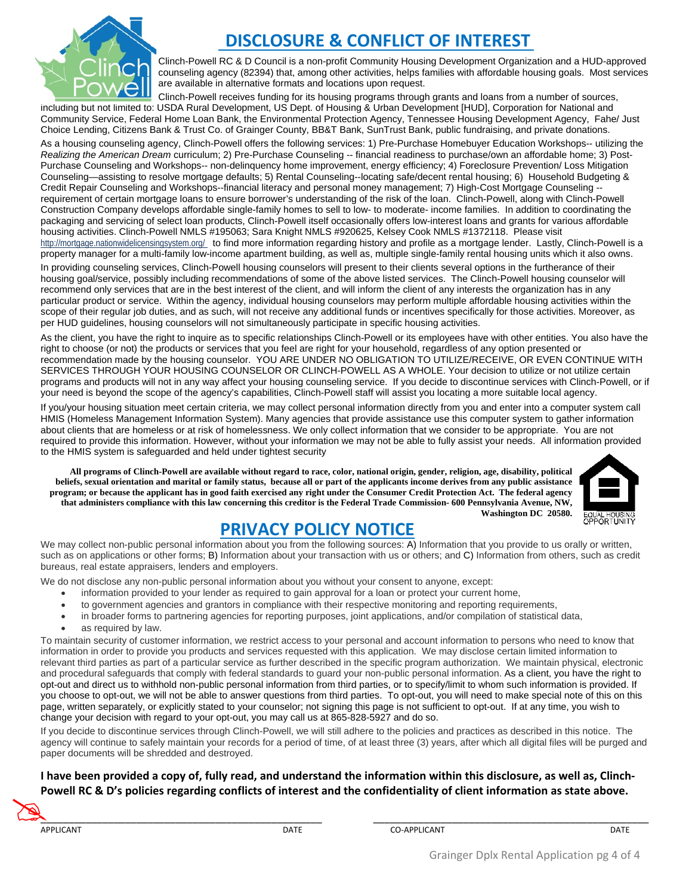# DISCLOSURE & CONFLICT OF INTEREST

Clinch-Powell RC & D Council is a non-profit Community Housing Development Organization and a HUD-approved counseling agency (82394) that, among other activities, helps families with affordable housing goals. Most services are available in alternative formats and locations upon request.

Clinch-Powell receives funding for its housing programs through grants and loans from a number of sources, including but not limited to: USDA Rural Development, US Dept. of Housing & Urban Development [HUD], Corporation for National and Community Service, Federal Home Loan Bank, the Environmental Protection Agency, Tennessee Housing Development Agency, Fahe/ Just Choice Lending, Citizens Bank & Trust Co. of Grainger County, BB&T Bank, SunTrust Bank, public fundraising, and private donations.

As a housing counseling agency, Clinch-Powell offers the following services: 1) Pre-Purchase Homebuyer Education Workshops-- utilizing the *Realizing the American Dream* curriculum; 2) Pre-Purchase Counseling -- financial readiness to purchase/own an affordable home; 3) Post-Purchase Counseling and Workshops-- non-delinquency home improvement, energy efficiency; 4) Foreclosure Prevention/ Loss Mitigation Counseling—assisting to resolve mortgage defaults; 5) Rental Counseling--locating safe/decent rental housing; 6) Household Budgeting & Credit Repair Counseling and Workshops--financial literacy and personal money management; 7) High-Cost Mortgage Counseling -- requirement of certain mortgage loans to ensure borrower's understanding of the risk of the loan. Clinch-Powell, along with Clinch-Powell Construction Company develops affordable single-family homes to sell to low- to moderate- income families. In addition to coordinating the packaging and servicing of select loan products, Clinch-Powell itself occasionally offers low-interest loans and grants for various affordable housing activities. Clinch-Powell NMLS #195063; Sara Knight NMLS #920625, Kelsey Cook NMLS #1372118. Please visit http://mortgage.nationwidelicensingsystem.org/ to find more information regarding history and profile as a mortgage lender. Lastly, Clinch-Powell is a property manager for a multi-family low-income apartment building, as well as, multiple single-family rental housing units which it also owns.

In providing counseling services, Clinch-Powell housing counselors will present to their clients several options in the furtherance of their housing goal/service, possibly including recommendations of some of the above listed services. The Clinch-Powell housing counselor will recommend only services that are in the best interest of the client, and will inform the client of any interests the organization has in any particular product or service. Within the agency, individual housing counselors may perform multiple affordable housing activities within the scope of their regular job duties, and as such, will not receive any additional funds or incentives specifically for those activities. Moreover, as per HUD guidelines, housing counselors will not simultaneously participate in specific housing activities.

As the client, you have the right to inquire as to specific relationships Clinch-Powell or its employees have with other entities. You also have the right to choose (or not) the products or services that you feel are right for your household, regardless of any option presented or recommendation made by the housing counselor. YOU ARE UNDER NO OBLIGATION TO UTILIZE/RECEIVE, OR EVEN CONTINUE WITH SERVICES THROUGH YOUR HOUSING COUNSELOR OR CLINCH-POWELL AS A WHOLE. Your decision to utilize or not utilize certain programs and products will not in any way affect your housing counseling service. If you decide to discontinue services with Clinch-Powell, or if your need is beyond the scope of the agency's capabilities, Clinch-Powell staff will assist you locating a more suitable local agency.

If you/your housing situation meet certain criteria, we may collect personal information directly from you and enter into a computer system call HMIS (Homeless Management Information System). Many agencies that provide assistance use this computer system to gather information about clients that are homeless or at risk of homelessness. We only collect information that we consider to be appropriate. You are not required to provide this information. However, without your information we may not be able to fully assist your needs. All information provided to the HMIS system is safeguarded and held under tightest security

**All programs of Clinch-Powell are available without regard to race, color, national origin, gender, religion, age, disability, political beliefs, sexual orientation and marital or family status, because all or part of the applicants income derives from any public assistance program; or because the applicant has in good faith exercised any right under the Consumer Credit Protection Act. The federal agency that administers compliance with this law concerning this creditor is the Federal Trade Commission- 600 Pennsylvania Avenue, NW, Washington DC 20580.**

EQUAL HOUSING OPPORTUNITY

# PRIVACY POLICY NOTICE

We may collect non-public personal information about you from the following sources: A) Information that you provide to us orally or written, such as on applications or other forms; B) Information about your transaction with us or others; and C) Information from others, such as credit bureaus, real estate appraisers, lenders and employers.

We do not disclose any non-public personal information about you without your consent to anyone, except:

- information provided to your lender as required to gain approval for a loan or protect your current home,
- to government agencies and grantors in compliance with their respective monitoring and reporting requirements,
- in broader forms to partnering agencies for reporting purposes, joint applications, and/or compilation of statistical data,
- as required by law.

To maintain security of customer information, we restrict access to your personal and account information to persons who need to know that information in order to provide you products and services requested with this application. We may disclose certain limited information to relevant third parties as part of a particular service as further described in the specific program authorization. We maintain physical, electronic and procedural safeguards that comply with federal standards to guard your non-public personal information. As a client, you have the right to opt-out and direct us to withhold non-public personal information from third parties, or to specify/limit to whom such information is provided. If you choose to opt-out, we will not be able to answer questions from third parties. To opt-out, you will need to make special note of this on this page, written separately, or explicitly stated to your counselor; not signing this page is not sufficient to opt-out. If at any time, you wish to change your decision with regard to your opt-out, you may call us at 865-828-5927 and do so.

If you decide to discontinue services through Clinch-Powell, we will still adhere to the policies and practices as described in this notice. The agency will continue to safely maintain your records for a period of time, of at least three (3) years, after which all digital files will be purged and paper documents will be shredded and destroyed.

**I have been provided a copy of, fully read, and understand the information within this disclosure, as well as, Clinch-Powell RC & D's policies regarding conflicts of interest and the confidentiality of client information as state above.**

| APPLICANT | DATE | CO-APPLICANT | DATE |
|---|---|---|---|
| | | | |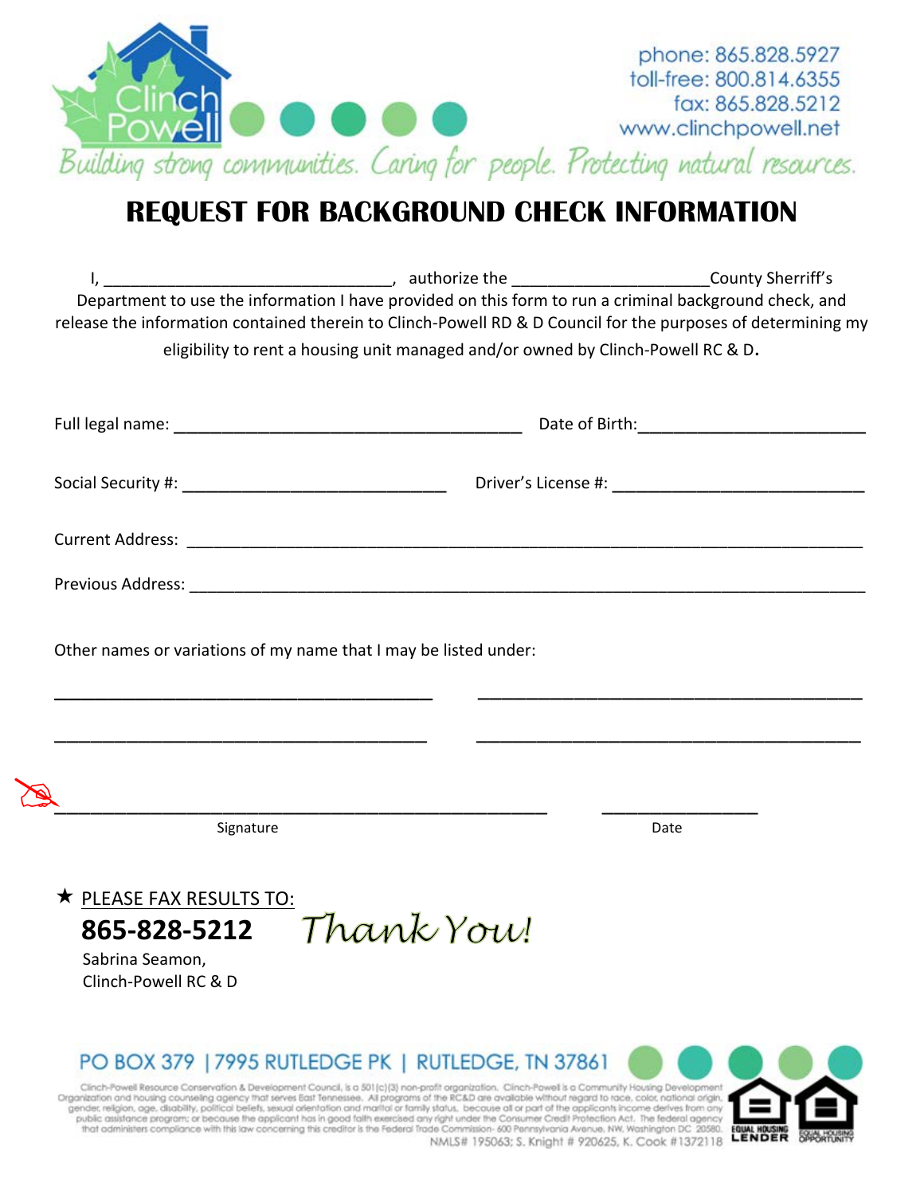Clinch Powell

phone: 865.828.5927
toll-free: 800.814.6355
fax: 865.828.5212
www.clinchpowell.net

*Building strong communities. Caring for people. Protecting natural resources.*

# REQUEST FOR BACKGROUND CHECK INFORMATION

I, ________________________________, authorize the ____________________County Sherriff's Department to use the information I have provided on this form to run a criminal background check, and release the information contained therein to Clinch-Powell RD & D Council for the purposes of determining my eligibility to rent a housing unit managed and/or owned by Clinch-Powell RC & D.

Full legal name: ______________________________________ Date of Birth:________________________

Social Security #: _____________________________ Driver's License #: ____________________________

Current Address: ___________________________________________________________________________

Previous Address: __________________________________________________________________________

Other names or variations of my name that I may be listed under:

__________________________________________ __________________________________________

__________________________________________ __________________________________________

______________________________________________________ ________________

Signature Date

★ PLEASE FAX RESULTS TO:

**865-828-5212** *Thank You!*

Sabrina Seamon,
Clinch-Powell RC & D

PO BOX 379 | 7995 RUTLEDGE PK | RUTLEDGE, TN 37861

Clinch-Powell Resource Conservation & Development Council, is a 501(c)(3) non-profit organization. Clinch-Powell is a Community Housing Development Organization and housing counseling agency that serves East Tennessee. All programs of the RC&D are available without regard to race, color, national origin, gender, religion, age, disability, political beliefs, sexual orientation and marital or family status, because all or part of the applicants income derives from any public assistance program; or because the applicant has in good faith exercised any right under the Consumer Credit Protection Act. The federal agency that administers compliance with this law concerning this creditor is the Federal Trade Commission- 600 Pennsylvania Avenue, NW, Washington DC 20580. NMLS# 195063; S. Knight # 920625, K. Cook #1372118

EQUAL HOUSING LENDER EQUAL HOUSING OPPORTUNITY